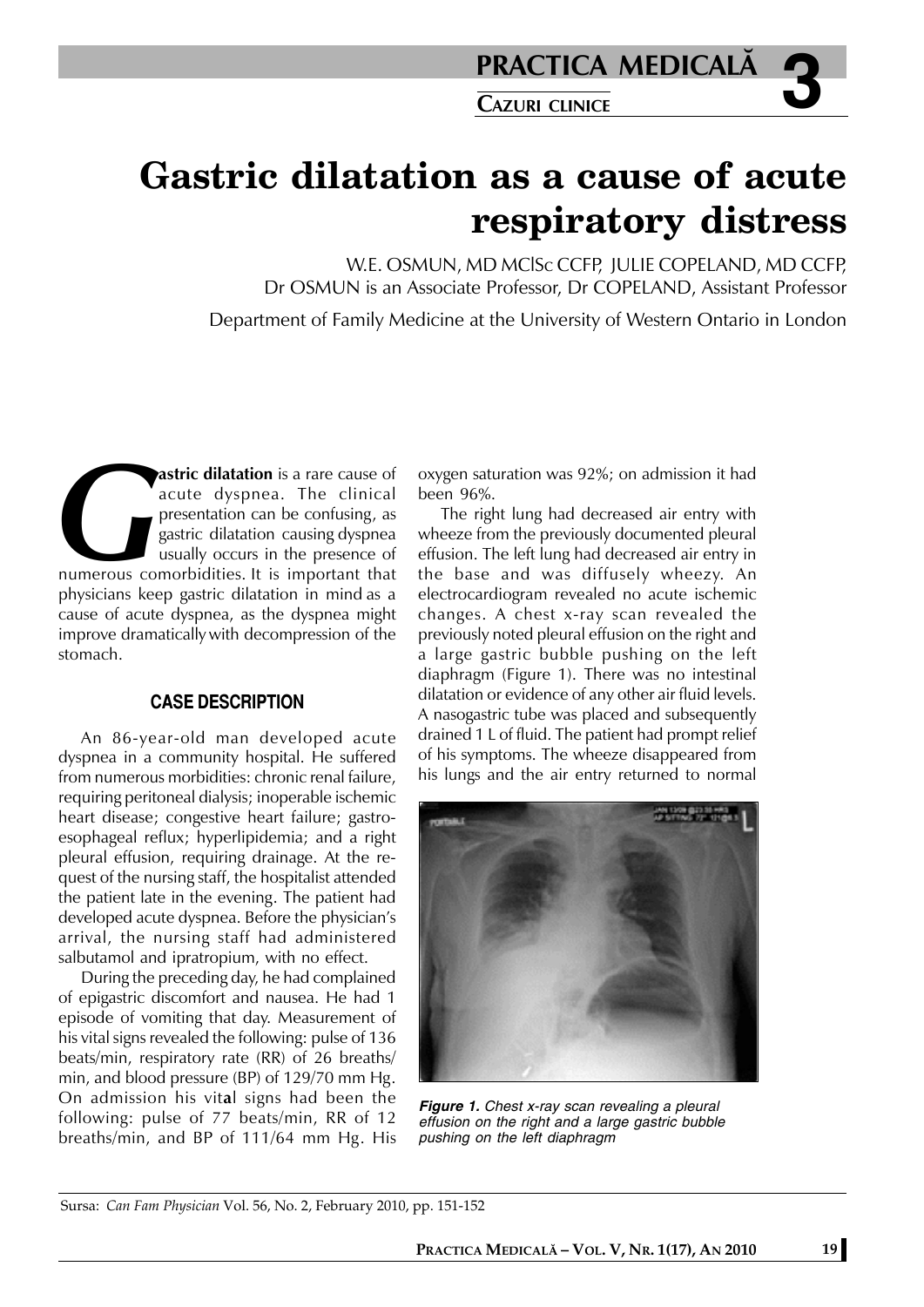# Gastric dilatation as a cause of acute respiratory distress

W.E. OSMUN, MD MClSc CCFP, JULIE COPELAND, MD CCFP,
Dr OSMUN is an Associate Professor, Dr COPELAND, Assistant Professor

Department of Family Medicine at the University of Western Ontario in London

**Gastric dilatation** is a rare cause of acute dyspnea. The clinical presentation can be confusing, as gastric dilatation causing dyspnea usually occurs in the presence of numerous comorbidities. It is important that physicians keep gastric dilatation in mind as a cause of acute dyspnea, as the dyspnea might improve dramatically with decompression of the stomach.

## CASE DESCRIPTION

An 86-year-old man developed acute dyspnea in a community hospital. He suffered from numerous morbidities: chronic renal failure, requiring peritoneal dialysis; inoperable ischemic heart disease; congestive heart failure; gastroesophageal reflux; hyperlipidemia; and a right pleural effusion, requiring drainage. At the request of the nursing staff, the hospitalist attended the patient late in the evening. The patient had developed acute dyspnea. Before the physician's arrival, the nursing staff had administered salbutamol and ipratropium, with no effect.

During the preceding day, he had complained of epigastric discomfort and nausea. He had 1 episode of vomiting that day. Measurement of his vital signs revealed the following: pulse of 136 beats/min, respiratory rate (RR) of 26 breaths/min, and blood pressure (BP) of 129/70 mm Hg. On admission his vital signs had been the following: pulse of 77 beats/min, RR of 12 breaths/min, and BP of 111/64 mm Hg. His oxygen saturation was 92%; on admission it had been 96%.

The right lung had decreased air entry with wheeze from the previously documented pleural effusion. The left lung had decreased air entry in the base and was diffusely wheezy. An electrocardiogram revealed no acute ischemic changes. A chest x-ray scan revealed the previously noted pleural effusion on the right and a large gastric bubble pushing on the left diaphragm (Figure 1). There was no intestinal dilatation or evidence of any other air fluid levels. A nasogastric tube was placed and subsequently drained 1 L of fluid. The patient had prompt relief of his symptoms. The wheeze disappeared from his lungs and the air entry returned to normal

*Figure 1. Chest x-ray scan revealing a pleural effusion on the right and a large gastric bubble pushing on the left diaphragm*

Sursa: *Can Fam Physician* Vol. 56, No. 2, February 2010, pp. 151-152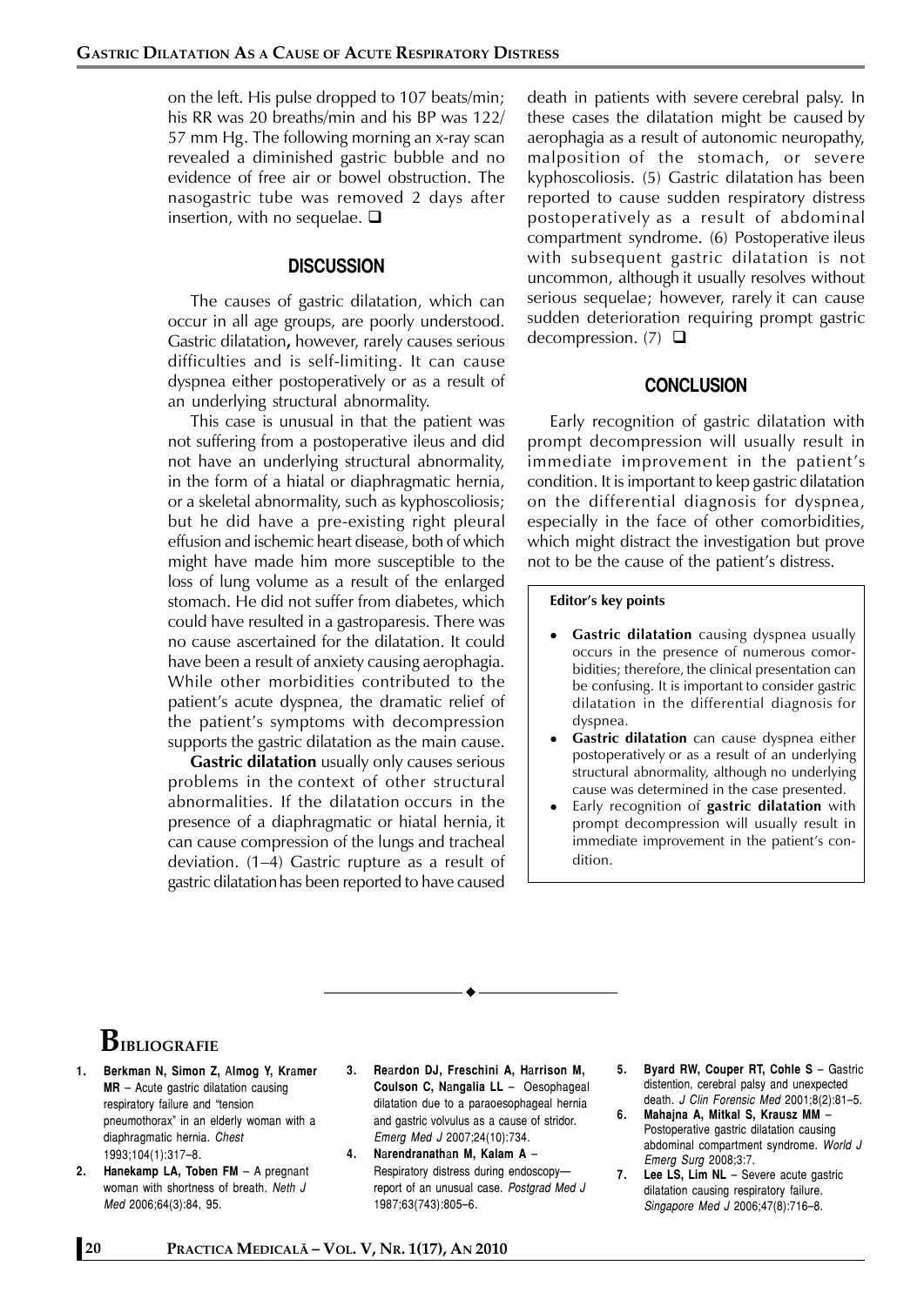on the left. His pulse dropped to 107 beats/min; his RR was 20 breaths/min and his BP was 122/57 mm Hg. The following morning an x-ray scan revealed a diminished gastric bubble and no evidence of free air or bowel obstruction. The nasogastric tube was removed 2 days after insertion, with no sequelae. ❑

## DISCUSSION

The causes of gastric dilatation, which can occur in all age groups, are poorly understood. Gastric dilatation**,** however, rarely causes serious difficulties and is self-limiting. It can cause dyspnea either postoperatively or as a result of an underlying structural abnormality.

This case is unusual in that the patient was not suffering from a postoperative ileus and did not have an underlying structural abnormality, in the form of a hiatal or diaphragmatic hernia, or a skeletal abnormality, such as kyphoscoliosis; but he did have a pre-existing right pleural effusion and ischemic heart disease, both of which might have made him more susceptible to the loss of lung volume as a result of the enlarged stomach. He did not suffer from diabetes, which could have resulted in a gastroparesis. There was no cause ascertained for the dilatation. It could have been a result of anxiety causing aerophagia. While other morbidities contributed to the patient's acute dyspnea, the dramatic relief of the patient's symptoms with decompression supports the gastric dilatation as the main cause.

**Gastric dilatation** usually only causes serious problems in the context of other structural abnormalities. If the dilatation occurs in the presence of a diaphragmatic or hiatal hernia, it can cause compression of the lungs and tracheal deviation. (1–4) Gastric rupture as a result of gastric dilatation has been reported to have caused death in patients with severe cerebral palsy. In these cases the dilatation might be caused by aerophagia as a result of autonomic neuropathy, malposition of the stomach, or severe kyphoscoliosis. (5) Gastric dilatation has been reported to cause sudden respiratory distress postoperatively as a result of abdominal compartment syndrome. (6) Postoperative ileus with subsequent gastric dilatation is not uncommon, although it usually resolves without serious sequelae; however, rarely it can cause sudden deterioration requiring prompt gastric decompression. (7) ❑

## CONCLUSION

Early recognition of gastric dilatation with prompt decompression will usually result in immediate improvement in the patient's condition. It is important to keep gastric dilatation on the differential diagnosis for dyspnea, especially in the face of other comorbidities, which might distract the investigation but prove not to be the cause of the patient's distress.

**Editor's key points**

- **Gastric dilatation** causing dyspnea usually occurs in the presence of numerous comorbidities; therefore, the clinical presentation can be confusing. It is important to consider gastric dilatation in the differential diagnosis for dyspnea.
- **Gastric dilatation** can cause dyspnea either postoperatively or as a result of an underlying structural abnormality, although no underlying cause was determined in the case presented.
- Early recognition of **gastric dilatation** with prompt decompression will usually result in immediate improvement in the patient's condition.

# BIBLIOGRAFIE

1. **Berkman N, Simon Z, Almog Y, Kramer MR** – Acute gastric dilatation causing respiratory failure and "tension pneumothorax" in an elderly woman with a diaphragmatic hernia. *Chest* 1993;104(1):317–8.
2. **Hanekamp LA, Toben FM** – A pregnant woman with shortness of breath. *Neth J Med* 2006;64(3):84, 95.
3. **Reardon DJ, Freschini A, Harrison M, Coulson C, Nangalia LL** – Oesophageal dilatation due to a paraoesophageal hernia and gastric volvulus as a cause of stridor. *Emerg Med J* 2007;24(10):734.
4. **Narendranathan M, Kalam A** – Respiratory distress during endoscopy—report of an unusual case. *Postgrad Med J* 1987;63(743):805–6.
5. **Byard RW, Couper RT, Cohle S** – Gastric distention, cerebral palsy and unexpected death. *J Clin Forensic Med* 2001;8(2):81–5.
6. **Mahajna A, Mitkal S, Krausz MM** – Postoperative gastric dilatation causing abdominal compartment syndrome. *World J Emerg Surg* 2008;3:7.
7. **Lee LS, Lim NL** – Severe acute gastric dilatation causing respiratory failure. *Singapore Med J* 2006;47(8):716–8.